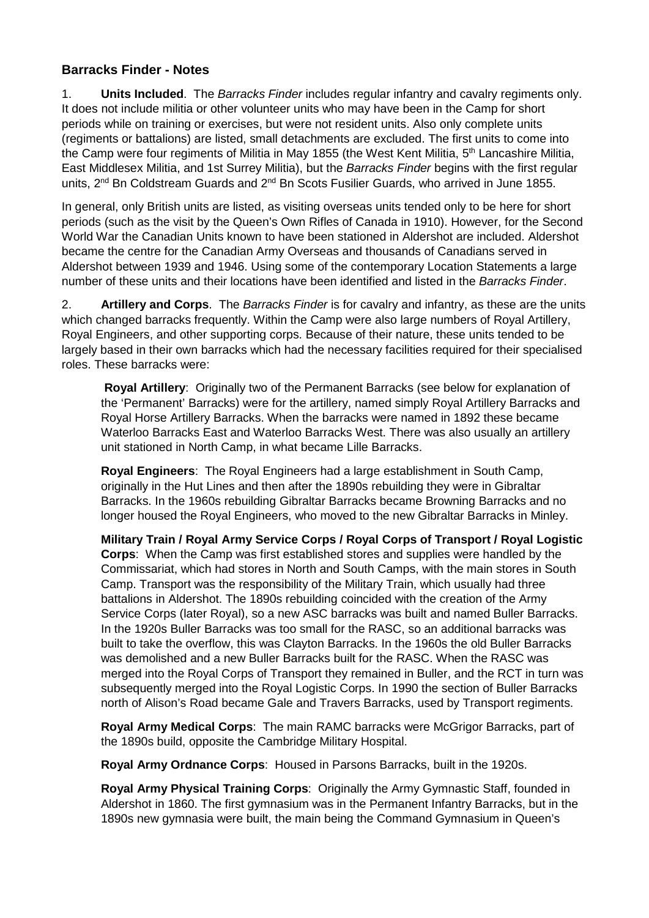## Barracks Finder - Notes

1. **Units Included**. The *Barracks Finder* includes regular infantry and cavalry regiments only. It does not include militia or other volunteer units who may have been in the Camp for short periods while on training or exercises, but were not resident units. Also only complete units (regiments or battalions) are listed, small detachments are excluded. The first units to come into the Camp were four regiments of Militia in May 1855 (the West Kent Militia, 5th Lancashire Militia, East Middlesex Militia, and 1st Surrey Militia), but the *Barracks Finder* begins with the first regular units, 2nd Bn Coldstream Guards and 2nd Bn Scots Fusilier Guards, who arrived in June 1855.

In general, only British units are listed, as visiting overseas units tended only to be here for short periods (such as the visit by the Queen's Own Rifles of Canada in 1910). However, for the Second World War the Canadian Units known to have been stationed in Aldershot are included. Aldershot became the centre for the Canadian Army Overseas and thousands of Canadians served in Aldershot between 1939 and 1946. Using some of the contemporary Location Statements a large number of these units and their locations have been identified and listed in the *Barracks Finder*.

2. **Artillery and Corps**. The *Barracks Finder* is for cavalry and infantry, as these are the units which changed barracks frequently. Within the Camp were also large numbers of Royal Artillery, Royal Engineers, and other supporting corps. Because of their nature, these units tended to be largely based in their own barracks which had the necessary facilities required for their specialised roles. These barracks were:

**Royal Artillery**: Originally two of the Permanent Barracks (see below for explanation of the 'Permanent' Barracks) were for the artillery, named simply Royal Artillery Barracks and Royal Horse Artillery Barracks. When the barracks were named in 1892 these became Waterloo Barracks East and Waterloo Barracks West. There was also usually an artillery unit stationed in North Camp, in what became Lille Barracks.

**Royal Engineers**: The Royal Engineers had a large establishment in South Camp, originally in the Hut Lines and then after the 1890s rebuilding they were in Gibraltar Barracks. In the 1960s rebuilding Gibraltar Barracks became Browning Barracks and no longer housed the Royal Engineers, who moved to the new Gibraltar Barracks in Minley.

**Military Train / Royal Army Service Corps / Royal Corps of Transport / Royal Logistic Corps**: When the Camp was first established stores and supplies were handled by the Commissariat, which had stores in North and South Camps, with the main stores in South Camp. Transport was the responsibility of the Military Train, which usually had three battalions in Aldershot. The 1890s rebuilding coincided with the creation of the Army Service Corps (later Royal), so a new ASC barracks was built and named Buller Barracks. In the 1920s Buller Barracks was too small for the RASC, so an additional barracks was built to take the overflow, this was Clayton Barracks. In the 1960s the old Buller Barracks was demolished and a new Buller Barracks built for the RASC. When the RASC was merged into the Royal Corps of Transport they remained in Buller, and the RCT in turn was subsequently merged into the Royal Logistic Corps. In 1990 the section of Buller Barracks north of Alison's Road became Gale and Travers Barracks, used by Transport regiments.

**Royal Army Medical Corps**: The main RAMC barracks were McGrigor Barracks, part of the 1890s build, opposite the Cambridge Military Hospital.

**Royal Army Ordnance Corps**: Housed in Parsons Barracks, built in the 1920s.

**Royal Army Physical Training Corps**: Originally the Army Gymnastic Staff, founded in Aldershot in 1860. The first gymnasium was in the Permanent Infantry Barracks, but in the 1890s new gymnasia were built, the main being the Command Gymnasium in Queen's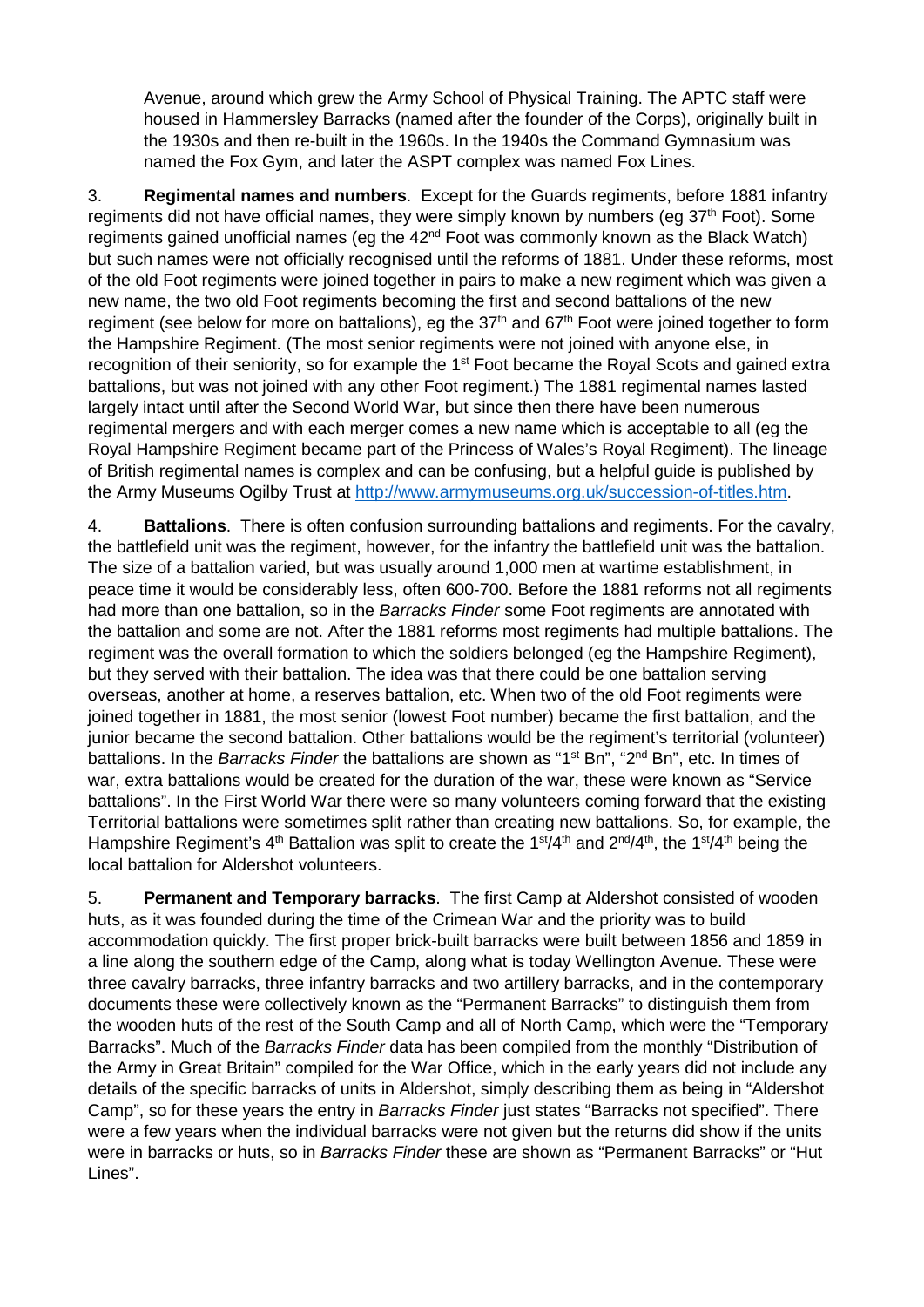Avenue, around which grew the Army School of Physical Training. The APTC staff were housed in Hammersley Barracks (named after the founder of the Corps), originally built in the 1930s and then re-built in the 1960s. In the 1940s the Command Gymnasium was named the Fox Gym, and later the ASPT complex was named Fox Lines.

3. **Regimental names and numbers**. Except for the Guards regiments, before 1881 infantry regiments did not have official names, they were simply known by numbers (eg 37th Foot). Some regiments gained unofficial names (eg the 42nd Foot was commonly known as the Black Watch) but such names were not officially recognised until the reforms of 1881. Under these reforms, most of the old Foot regiments were joined together in pairs to make a new regiment which was given a new name, the two old Foot regiments becoming the first and second battalions of the new regiment (see below for more on battalions), eg the 37th and 67th Foot were joined together to form the Hampshire Regiment. (The most senior regiments were not joined with anyone else, in recognition of their seniority, so for example the 1st Foot became the Royal Scots and gained extra battalions, but was not joined with any other Foot regiment.) The 1881 regimental names lasted largely intact until after the Second World War, but since then there have been numerous regimental mergers and with each merger comes a new name which is acceptable to all (eg the Royal Hampshire Regiment became part of the Princess of Wales's Royal Regiment). The lineage of British regimental names is complex and can be confusing, but a helpful guide is published by the Army Museums Ogilby Trust at http://www.armymuseums.org.uk/succession-of-titles.htm.

4. **Battalions**. There is often confusion surrounding battalions and regiments. For the cavalry, the battlefield unit was the regiment, however, for the infantry the battlefield unit was the battalion. The size of a battalion varied, but was usually around 1,000 men at wartime establishment, in peace time it would be considerably less, often 600-700. Before the 1881 reforms not all regiments had more than one battalion, so in the *Barracks Finder* some Foot regiments are annotated with the battalion and some are not. After the 1881 reforms most regiments had multiple battalions. The regiment was the overall formation to which the soldiers belonged (eg the Hampshire Regiment), but they served with their battalion. The idea was that there could be one battalion serving overseas, another at home, a reserves battalion, etc. When two of the old Foot regiments were joined together in 1881, the most senior (lowest Foot number) became the first battalion, and the junior became the second battalion. Other battalions would be the regiment's territorial (volunteer) battalions. In the *Barracks Finder* the battalions are shown as "1st Bn", "2nd Bn", etc. In times of war, extra battalions would be created for the duration of the war, these were known as "Service battalions". In the First World War there were so many volunteers coming forward that the existing Territorial battalions were sometimes split rather than creating new battalions. So, for example, the Hampshire Regiment's 4th Battalion was split to create the 1st/4th and 2nd/4th, the 1st/4th being the local battalion for Aldershot volunteers.

5. **Permanent and Temporary barracks**. The first Camp at Aldershot consisted of wooden huts, as it was founded during the time of the Crimean War and the priority was to build accommodation quickly. The first proper brick-built barracks were built between 1856 and 1859 in a line along the southern edge of the Camp, along what is today Wellington Avenue. These were three cavalry barracks, three infantry barracks and two artillery barracks, and in the contemporary documents these were collectively known as the "Permanent Barracks" to distinguish them from the wooden huts of the rest of the South Camp and all of North Camp, which were the "Temporary Barracks". Much of the *Barracks Finder* data has been compiled from the monthly "Distribution of the Army in Great Britain" compiled for the War Office, which in the early years did not include any details of the specific barracks of units in Aldershot, simply describing them as being in "Aldershot Camp", so for these years the entry in *Barracks Finder* just states "Barracks not specified". There were a few years when the individual barracks were not given but the returns did show if the units were in barracks or huts, so in *Barracks Finder* these are shown as "Permanent Barracks" or "Hut Lines".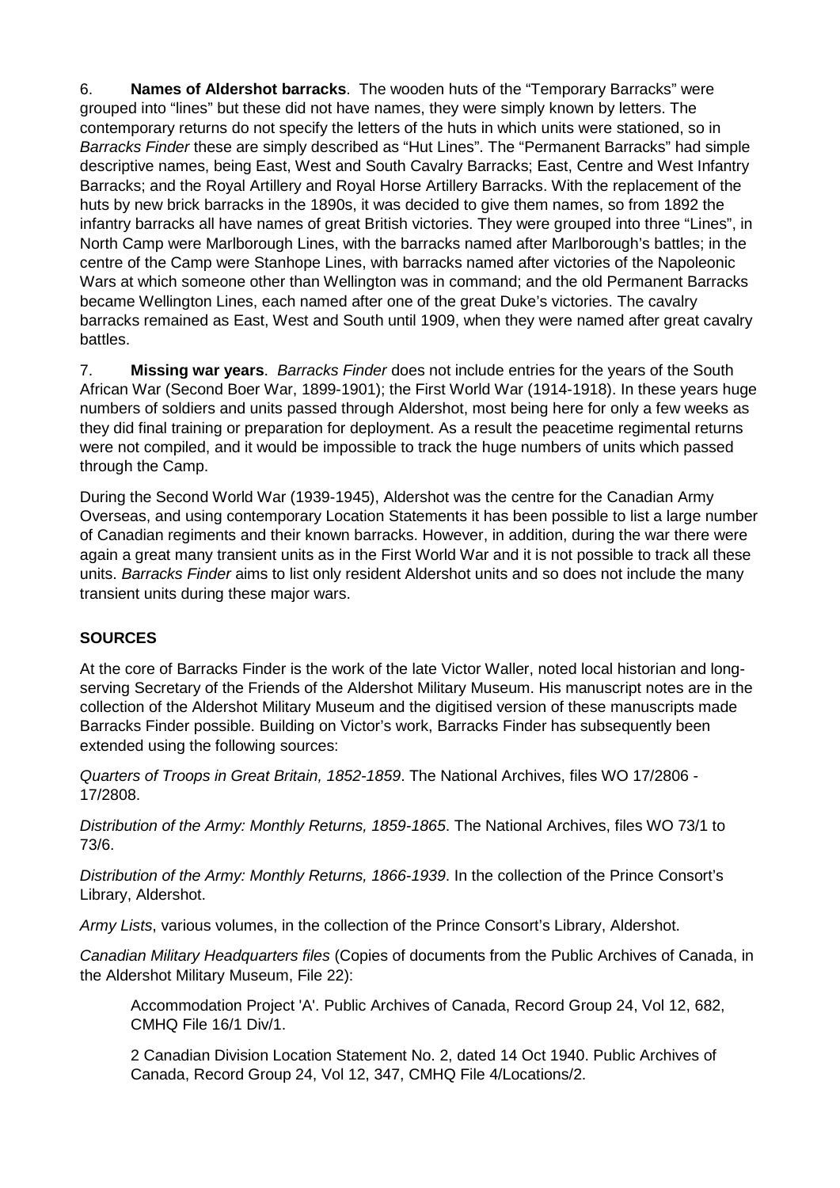6. **Names of Aldershot barracks**. The wooden huts of the "Temporary Barracks" were grouped into "lines" but these did not have names, they were simply known by letters. The contemporary returns do not specify the letters of the huts in which units were stationed, so in *Barracks Finder* these are simply described as "Hut Lines". The "Permanent Barracks" had simple descriptive names, being East, West and South Cavalry Barracks; East, Centre and West Infantry Barracks; and the Royal Artillery and Royal Horse Artillery Barracks. With the replacement of the huts by new brick barracks in the 1890s, it was decided to give them names, so from 1892 the infantry barracks all have names of great British victories. They were grouped into three "Lines", in North Camp were Marlborough Lines, with the barracks named after Marlborough's battles; in the centre of the Camp were Stanhope Lines, with barracks named after victories of the Napoleonic Wars at which someone other than Wellington was in command; and the old Permanent Barracks became Wellington Lines, each named after one of the great Duke's victories. The cavalry barracks remained as East, West and South until 1909, when they were named after great cavalry battles.

7. **Missing war years**. *Barracks Finder* does not include entries for the years of the South African War (Second Boer War, 1899-1901); the First World War (1914-1918). In these years huge numbers of soldiers and units passed through Aldershot, most being here for only a few weeks as they did final training or preparation for deployment. As a result the peacetime regimental returns were not compiled, and it would be impossible to track the huge numbers of units which passed through the Camp.

During the Second World War (1939-1945), Aldershot was the centre for the Canadian Army Overseas, and using contemporary Location Statements it has been possible to list a large number of Canadian regiments and their known barracks. However, in addition, during the war there were again a great many transient units as in the First World War and it is not possible to track all these units. *Barracks Finder* aims to list only resident Aldershot units and so does not include the many transient units during these major wars.

## SOURCES

At the core of Barracks Finder is the work of the late Victor Waller, noted local historian and long-serving Secretary of the Friends of the Aldershot Military Museum. His manuscript notes are in the collection of the Aldershot Military Museum and the digitised version of these manuscripts made Barracks Finder possible. Building on Victor's work, Barracks Finder has subsequently been extended using the following sources:

*Quarters of Troops in Great Britain, 1852-1859*. The National Archives, files WO 17/2806 - 17/2808.

*Distribution of the Army: Monthly Returns, 1859-1865*. The National Archives, files WO 73/1 to 73/6.

*Distribution of the Army: Monthly Returns, 1866-1939*. In the collection of the Prince Consort's Library, Aldershot.

*Army Lists*, various volumes, in the collection of the Prince Consort's Library, Aldershot.

*Canadian Military Headquarters files* (Copies of documents from the Public Archives of Canada, in the Aldershot Military Museum, File 22):

> Accommodation Project 'A'. Public Archives of Canada, Record Group 24, Vol 12, 682, CMHQ File 16/1 Div/1.
>
> 2 Canadian Division Location Statement No. 2, dated 14 Oct 1940. Public Archives of Canada, Record Group 24, Vol 12, 347, CMHQ File 4/Locations/2.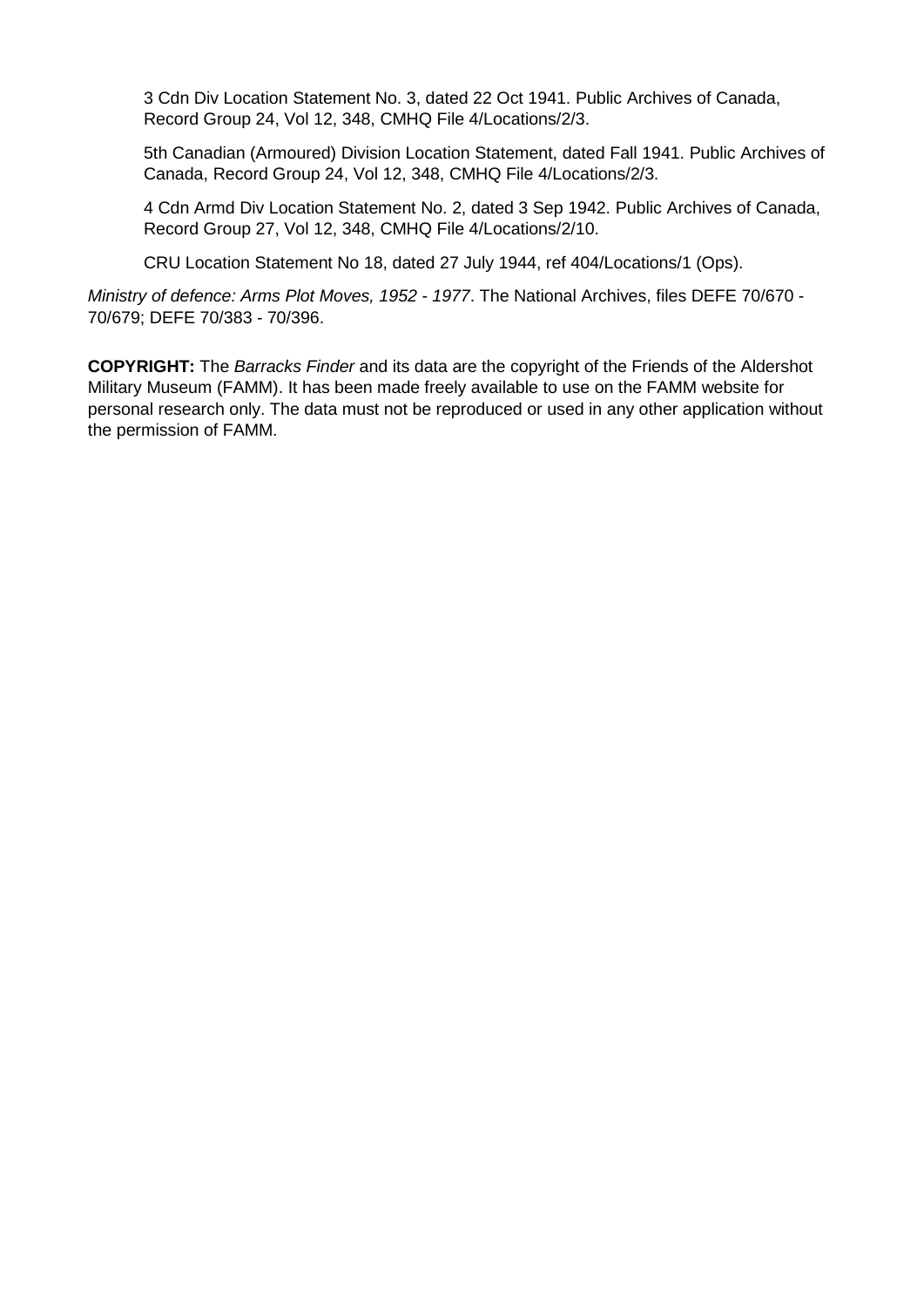3 Cdn Div Location Statement No. 3, dated 22 Oct 1941. Public Archives of Canada, Record Group 24, Vol 12, 348, CMHQ File 4/Locations/2/3.

5th Canadian (Armoured) Division Location Statement, dated Fall 1941. Public Archives of Canada, Record Group 24, Vol 12, 348, CMHQ File 4/Locations/2/3.

4 Cdn Armd Div Location Statement No. 2, dated 3 Sep 1942. Public Archives of Canada, Record Group 27, Vol 12, 348, CMHQ File 4/Locations/2/10.

CRU Location Statement No 18, dated 27 July 1944, ref 404/Locations/1 (Ops).

*Ministry of defence: Arms Plot Moves, 1952 - 1977*. The National Archives, files DEFE 70/670 - 70/679; DEFE 70/383 - 70/396.

**COPYRIGHT:** The *Barracks Finder* and its data are the copyright of the Friends of the Aldershot Military Museum (FAMM). It has been made freely available to use on the FAMM website for personal research only. The data must not be reproduced or used in any other application without the permission of FAMM.